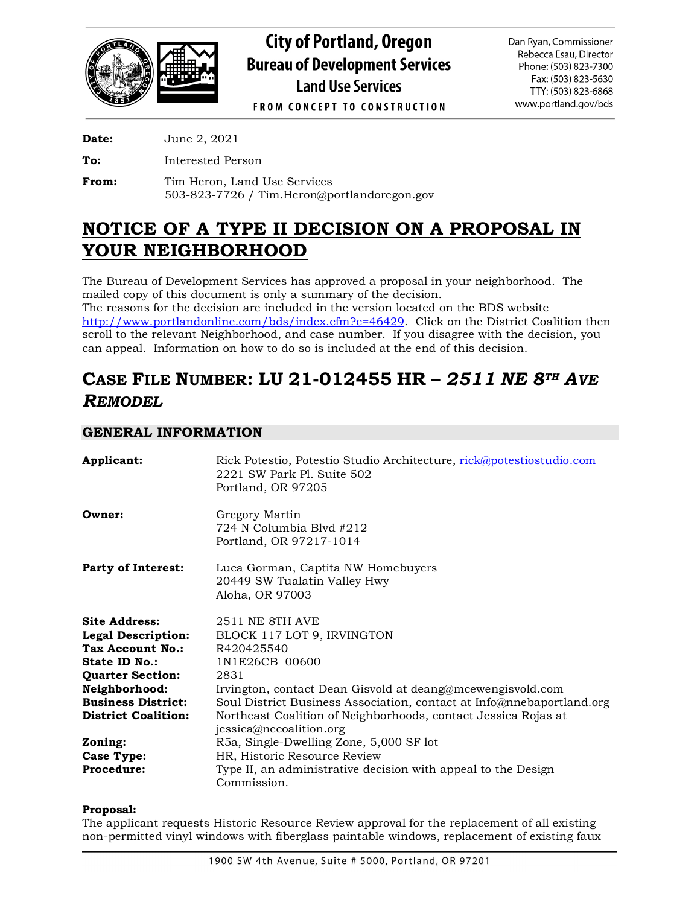# City of Portland, Oregon
## Bureau of Development Services
### Land Use Services

FROM CONCEPT TO CONSTRUCTION

Dan Ryan, Commissioner
Rebecca Esau, Director
Phone: (503) 823-7300
Fax: (503) 823-5630
TTY: (503) 823-6868
www.portland.gov/bds

**Date:** June 2, 2021

**To:** Interested Person

**From:** Tim Heron, Land Use Services
503-823-7726 / Tim.Heron@portlandoregon.gov

# NOTICE OF A TYPE II DECISION ON A PROPOSAL IN YOUR NEIGHBORHOOD

The Bureau of Development Services has approved a proposal in your neighborhood. The mailed copy of this document is only a summary of the decision.
The reasons for the decision are included in the version located on the BDS website http://www.portlandonline.com/bds/index.cfm?c=46429. Click on the District Coalition then scroll to the relevant Neighborhood, and case number. If you disagree with the decision, you can appeal. Information on how to do so is included at the end of this decision.

## CASE FILE NUMBER: LU 21-012455 HR – *2511 NE 8TH AVE REMODEL*

## GENERAL INFORMATION

**Applicant:** Rick Potestio, Potestio Studio Architecture, rick@potestiostudio.com
2221 SW Park Pl. Suite 502
Portland, OR 97205

**Owner:** Gregory Martin
724 N Columbia Blvd #212
Portland, OR 97217-1014

**Party of Interest:** Luca Gorman, Captita NW Homebuyers
20449 SW Tualatin Valley Hwy
Aloha, OR 97003

**Site Address:** 2511 NE 8TH AVE
**Legal Description:** BLOCK 117 LOT 9, IRVINGTON
**Tax Account No.:** R420425540
**State ID No.:** 1N1E26CB 00600
**Quarter Section:** 2831
**Neighborhood:** Irvington, contact Dean Gisvold at deang@mcewengisvold.com
**Business District:** Soul District Business Association, contact at Info@nnebaportland.org
**District Coalition:** Northeast Coalition of Neighborhoods, contact Jessica Rojas at jessica@necoalition.org
**Zoning:** R5a, Single-Dwelling Zone, 5,000 SF lot
**Case Type:** HR, Historic Resource Review
**Procedure:** Type II, an administrative decision with appeal to the Design Commission.

**Proposal:**
The applicant requests Historic Resource Review approval for the replacement of all existing non-permitted vinyl windows with fiberglass paintable windows, replacement of existing faux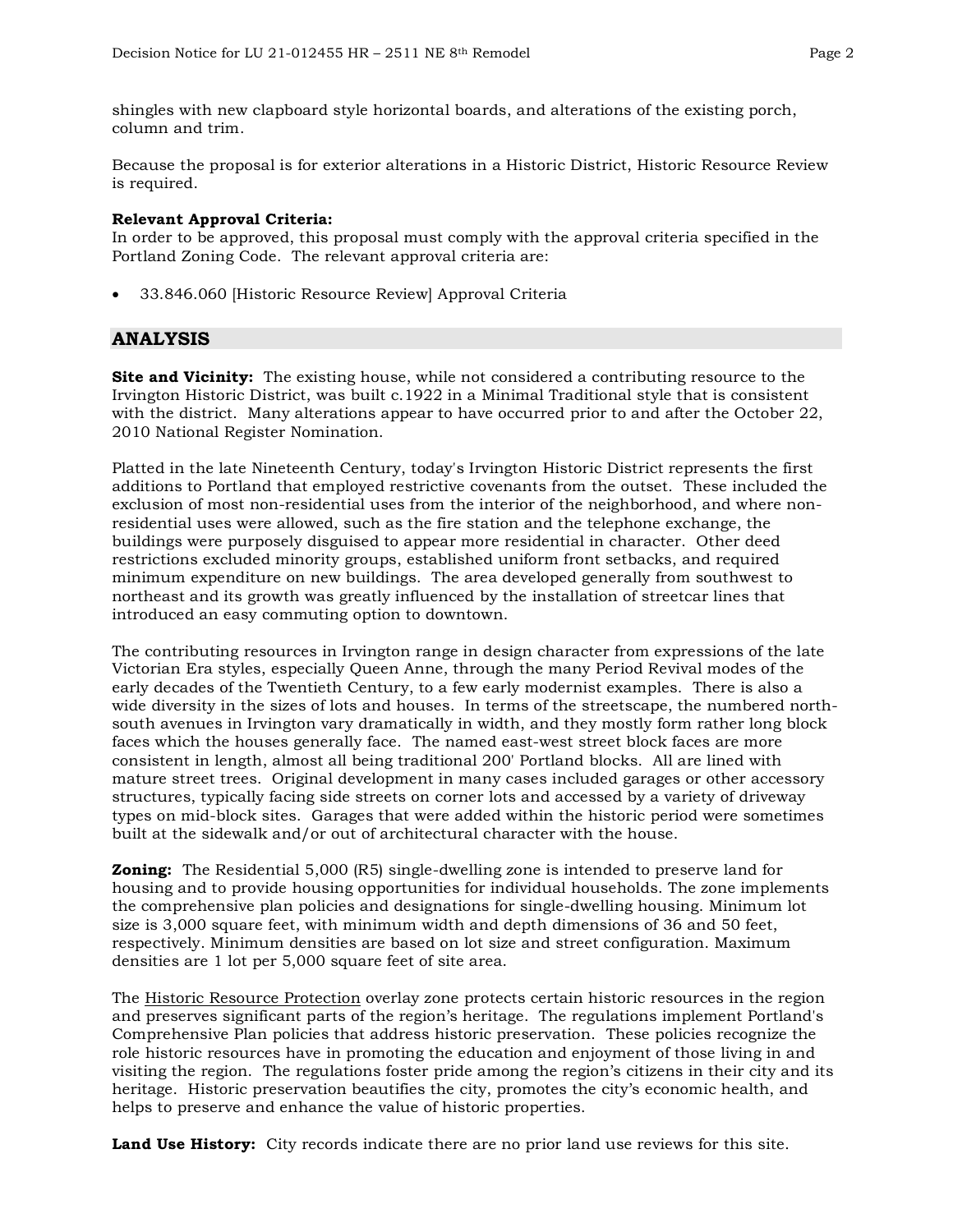shingles with new clapboard style horizontal boards, and alterations of the existing porch, column and trim.

Because the proposal is for exterior alterations in a Historic District, Historic Resource Review is required.

**Relevant Approval Criteria:**
In order to be approved, this proposal must comply with the approval criteria specified in the Portland Zoning Code. The relevant approval criteria are:

- 33.846.060 [Historic Resource Review] Approval Criteria

## ANALYSIS

**Site and Vicinity:** The existing house, while not considered a contributing resource to the Irvington Historic District, was built c.1922 in a Minimal Traditional style that is consistent with the district. Many alterations appear to have occurred prior to and after the October 22, 2010 National Register Nomination.

Platted in the late Nineteenth Century, today's Irvington Historic District represents the first additions to Portland that employed restrictive covenants from the outset. These included the exclusion of most non-residential uses from the interior of the neighborhood, and where non-residential uses were allowed, such as the fire station and the telephone exchange, the buildings were purposely disguised to appear more residential in character. Other deed restrictions excluded minority groups, established uniform front setbacks, and required minimum expenditure on new buildings. The area developed generally from southwest to northeast and its growth was greatly influenced by the installation of streetcar lines that introduced an easy commuting option to downtown.

The contributing resources in Irvington range in design character from expressions of the late Victorian Era styles, especially Queen Anne, through the many Period Revival modes of the early decades of the Twentieth Century, to a few early modernist examples. There is also a wide diversity in the sizes of lots and houses. In terms of the streetscape, the numbered north-south avenues in Irvington vary dramatically in width, and they mostly form rather long block faces which the houses generally face. The named east-west street block faces are more consistent in length, almost all being traditional 200' Portland blocks. All are lined with mature street trees. Original development in many cases included garages or other accessory structures, typically facing side streets on corner lots and accessed by a variety of driveway types on mid-block sites. Garages that were added within the historic period were sometimes built at the sidewalk and/or out of architectural character with the house.

**Zoning:** The Residential 5,000 (R5) single-dwelling zone is intended to preserve land for housing and to provide housing opportunities for individual households. The zone implements the comprehensive plan policies and designations for single-dwelling housing. Minimum lot size is 3,000 square feet, with minimum width and depth dimensions of 36 and 50 feet, respectively. Minimum densities are based on lot size and street configuration. Maximum densities are 1 lot per 5,000 square feet of site area.

The Historic Resource Protection overlay zone protects certain historic resources in the region and preserves significant parts of the region's heritage. The regulations implement Portland's Comprehensive Plan policies that address historic preservation. These policies recognize the role historic resources have in promoting the education and enjoyment of those living in and visiting the region. The regulations foster pride among the region's citizens in their city and its heritage. Historic preservation beautifies the city, promotes the city's economic health, and helps to preserve and enhance the value of historic properties.

**Land Use History:** City records indicate there are no prior land use reviews for this site.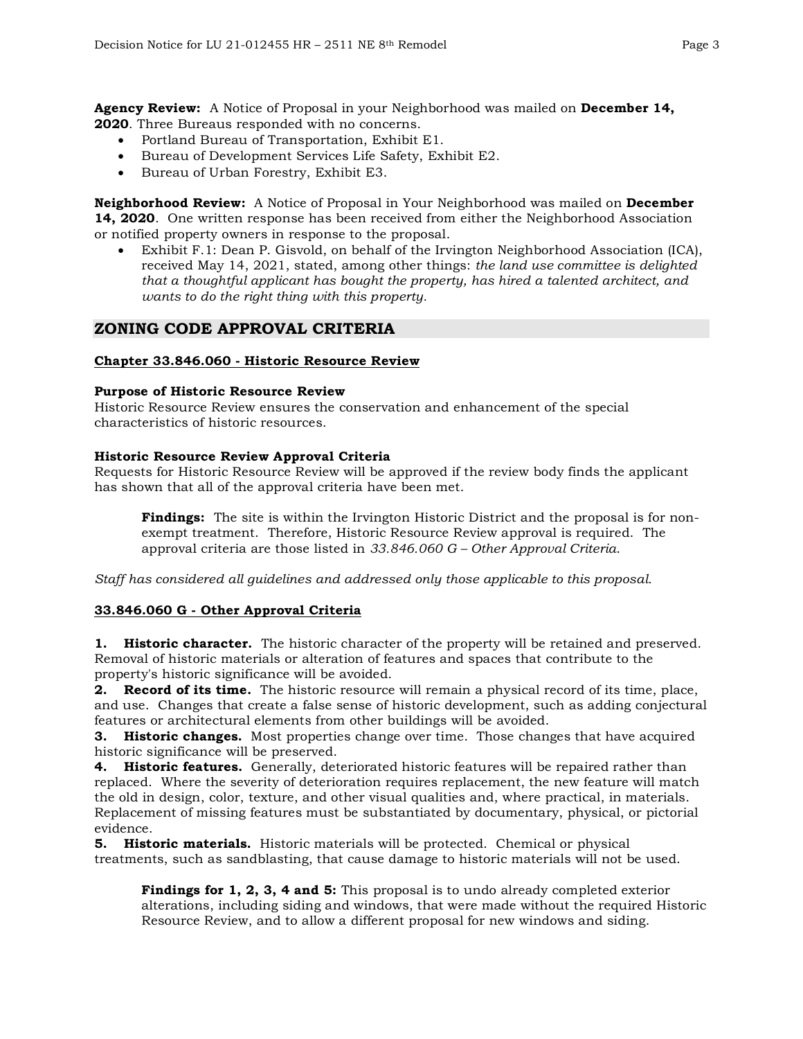**Agency Review:** A Notice of Proposal in your Neighborhood was mailed on **December 14, 2020**. Three Bureaus responded with no concerns.

- Portland Bureau of Transportation, Exhibit E1.
- Bureau of Development Services Life Safety, Exhibit E2.
- Bureau of Urban Forestry, Exhibit E3.

**Neighborhood Review:** A Notice of Proposal in Your Neighborhood was mailed on **December 14, 2020**. One written response has been received from either the Neighborhood Association or notified property owners in response to the proposal.

- Exhibit F.1: Dean P. Gisvold, on behalf of the Irvington Neighborhood Association (ICA), received May 14, 2021, stated, among other things: *the land use committee is delighted that a thoughtful applicant has bought the property, has hired a talented architect, and wants to do the right thing with this property.*

## ZONING CODE APPROVAL CRITERIA

**Chapter 33.846.060 - Historic Resource Review**

**Purpose of Historic Resource Review**

Historic Resource Review ensures the conservation and enhancement of the special characteristics of historic resources.

**Historic Resource Review Approval Criteria**

Requests for Historic Resource Review will be approved if the review body finds the applicant has shown that all of the approval criteria have been met.

> **Findings:** The site is within the Irvington Historic District and the proposal is for non-exempt treatment. Therefore, Historic Resource Review approval is required. The approval criteria are those listed in *33.846.060 G – Other Approval Criteria.*

*Staff has considered all guidelines and addressed only those applicable to this proposal.*

**33.846.060 G - Other Approval Criteria**

**1. Historic character.** The historic character of the property will be retained and preserved. Removal of historic materials or alteration of features and spaces that contribute to the property's historic significance will be avoided.

**2. Record of its time.** The historic resource will remain a physical record of its time, place, and use. Changes that create a false sense of historic development, such as adding conjectural features or architectural elements from other buildings will be avoided.

**3. Historic changes.** Most properties change over time. Those changes that have acquired historic significance will be preserved.

**4. Historic features.** Generally, deteriorated historic features will be repaired rather than replaced. Where the severity of deterioration requires replacement, the new feature will match the old in design, color, texture, and other visual qualities and, where practical, in materials. Replacement of missing features must be substantiated by documentary, physical, or pictorial evidence.

**5. Historic materials.** Historic materials will be protected. Chemical or physical treatments, such as sandblasting, that cause damage to historic materials will not be used.

> **Findings for 1, 2, 3, 4 and 5:** This proposal is to undo already completed exterior alterations, including siding and windows, that were made without the required Historic Resource Review, and to allow a different proposal for new windows and siding.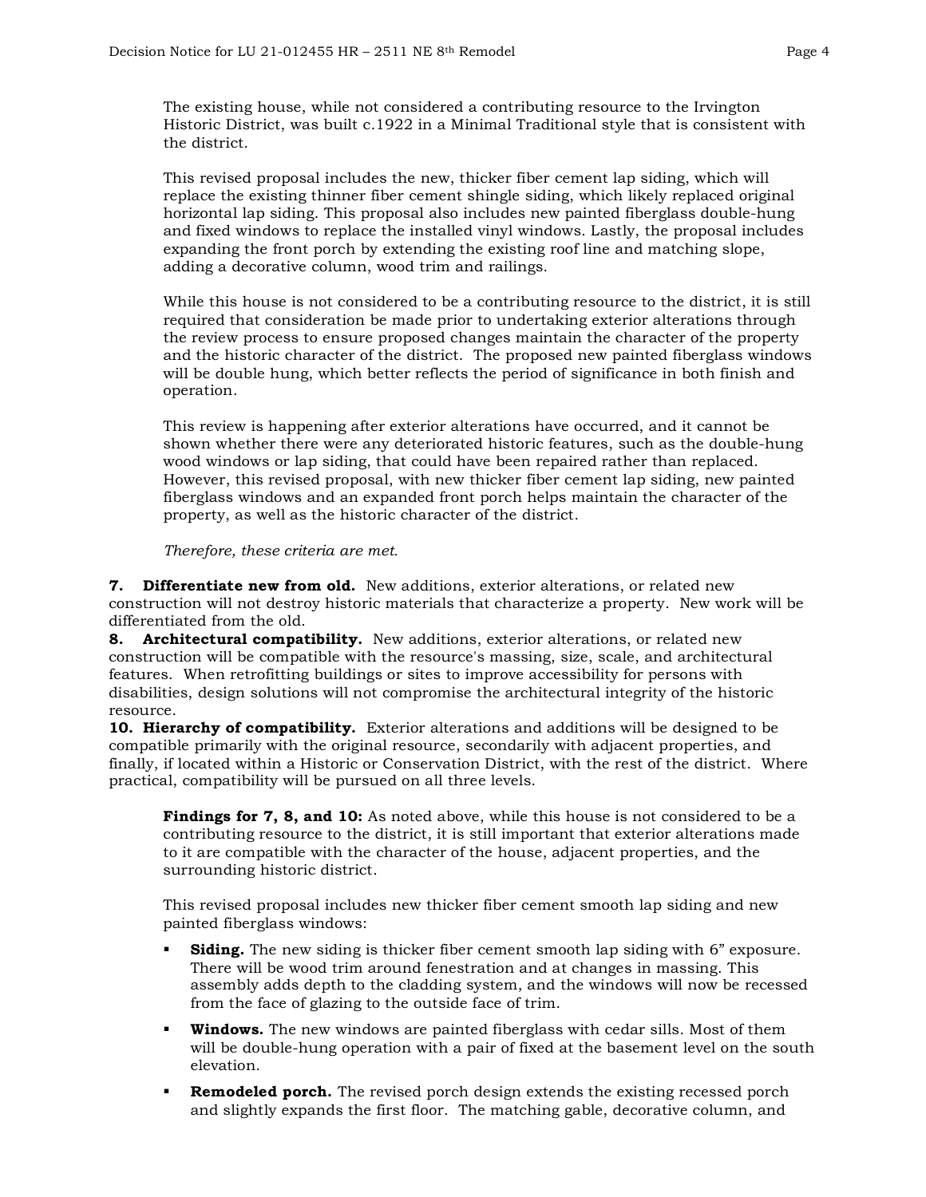The existing house, while not considered a contributing resource to the Irvington Historic District, was built c.1922 in a Minimal Traditional style that is consistent with the district.

This revised proposal includes the new, thicker fiber cement lap siding, which will replace the existing thinner fiber cement shingle siding, which likely replaced original horizontal lap siding. This proposal also includes new painted fiberglass double-hung and fixed windows to replace the installed vinyl windows. Lastly, the proposal includes expanding the front porch by extending the existing roof line and matching slope, adding a decorative column, wood trim and railings.

While this house is not considered to be a contributing resource to the district, it is still required that consideration be made prior to undertaking exterior alterations through the review process to ensure proposed changes maintain the character of the property and the historic character of the district. The proposed new painted fiberglass windows will be double hung, which better reflects the period of significance in both finish and operation.

This review is happening after exterior alterations have occurred, and it cannot be shown whether there were any deteriorated historic features, such as the double-hung wood windows or lap siding, that could have been repaired rather than replaced. However, this revised proposal, with new thicker fiber cement lap siding, new painted fiberglass windows and an expanded front porch helps maintain the character of the property, as well as the historic character of the district.

*Therefore, these criteria are met.*

**7. Differentiate new from old.** New additions, exterior alterations, or related new construction will not destroy historic materials that characterize a property. New work will be differentiated from the old.

**8. Architectural compatibility.** New additions, exterior alterations, or related new construction will be compatible with the resource's massing, size, scale, and architectural features. When retrofitting buildings or sites to improve accessibility for persons with disabilities, design solutions will not compromise the architectural integrity of the historic resource.

**10. Hierarchy of compatibility.** Exterior alterations and additions will be designed to be compatible primarily with the original resource, secondarily with adjacent properties, and finally, if located within a Historic or Conservation District, with the rest of the district. Where practical, compatibility will be pursued on all three levels.

**Findings for 7, 8, and 10:** As noted above, while this house is not considered to be a contributing resource to the district, it is still important that exterior alterations made to it are compatible with the character of the house, adjacent properties, and the surrounding historic district.

This revised proposal includes new thicker fiber cement smooth lap siding and new painted fiberglass windows:

- **Siding.** The new siding is thicker fiber cement smooth lap siding with 6" exposure. There will be wood trim around fenestration and at changes in massing. This assembly adds depth to the cladding system, and the windows will now be recessed from the face of glazing to the outside face of trim.
- **Windows.** The new windows are painted fiberglass with cedar sills. Most of them will be double-hung operation with a pair of fixed at the basement level on the south elevation.
- **Remodeled porch.** The revised porch design extends the existing recessed porch and slightly expands the first floor. The matching gable, decorative column, and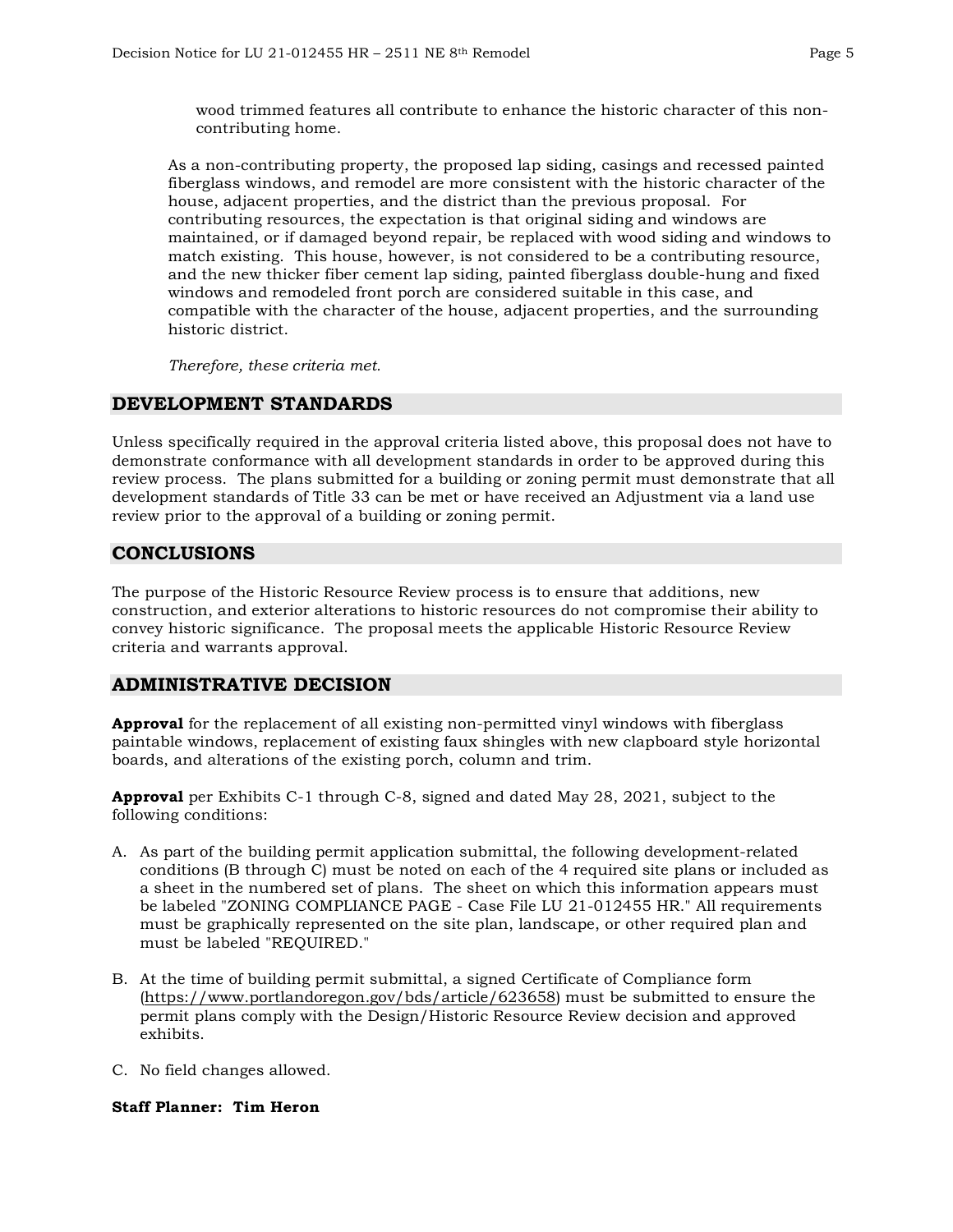wood trimmed features all contribute to enhance the historic character of this non-contributing home.

As a non-contributing property, the proposed lap siding, casings and recessed painted fiberglass windows, and remodel are more consistent with the historic character of the house, adjacent properties, and the district than the previous proposal. For contributing resources, the expectation is that original siding and windows are maintained, or if damaged beyond repair, be replaced with wood siding and windows to match existing. This house, however, is not considered to be a contributing resource, and the new thicker fiber cement lap siding, painted fiberglass double-hung and fixed windows and remodeled front porch are considered suitable in this case, and compatible with the character of the house, adjacent properties, and the surrounding historic district.

*Therefore, these criteria met.*

## DEVELOPMENT STANDARDS

Unless specifically required in the approval criteria listed above, this proposal does not have to demonstrate conformance with all development standards in order to be approved during this review process. The plans submitted for a building or zoning permit must demonstrate that all development standards of Title 33 can be met or have received an Adjustment via a land use review prior to the approval of a building or zoning permit.

## CONCLUSIONS

The purpose of the Historic Resource Review process is to ensure that additions, new construction, and exterior alterations to historic resources do not compromise their ability to convey historic significance. The proposal meets the applicable Historic Resource Review criteria and warrants approval.

## ADMINISTRATIVE DECISION

**Approval** for the replacement of all existing non-permitted vinyl windows with fiberglass paintable windows, replacement of existing faux shingles with new clapboard style horizontal boards, and alterations of the existing porch, column and trim.

**Approval** per Exhibits C-1 through C-8, signed and dated May 28, 2021, subject to the following conditions:

A. As part of the building permit application submittal, the following development-related conditions (B through C) must be noted on each of the 4 required site plans or included as a sheet in the numbered set of plans. The sheet on which this information appears must be labeled "ZONING COMPLIANCE PAGE - Case File LU 21-012455 HR." All requirements must be graphically represented on the site plan, landscape, or other required plan and must be labeled "REQUIRED."

B. At the time of building permit submittal, a signed Certificate of Compliance form (https://www.portlandoregon.gov/bds/article/623658) must be submitted to ensure the permit plans comply with the Design/Historic Resource Review decision and approved exhibits.

C. No field changes allowed.

**Staff Planner: Tim Heron**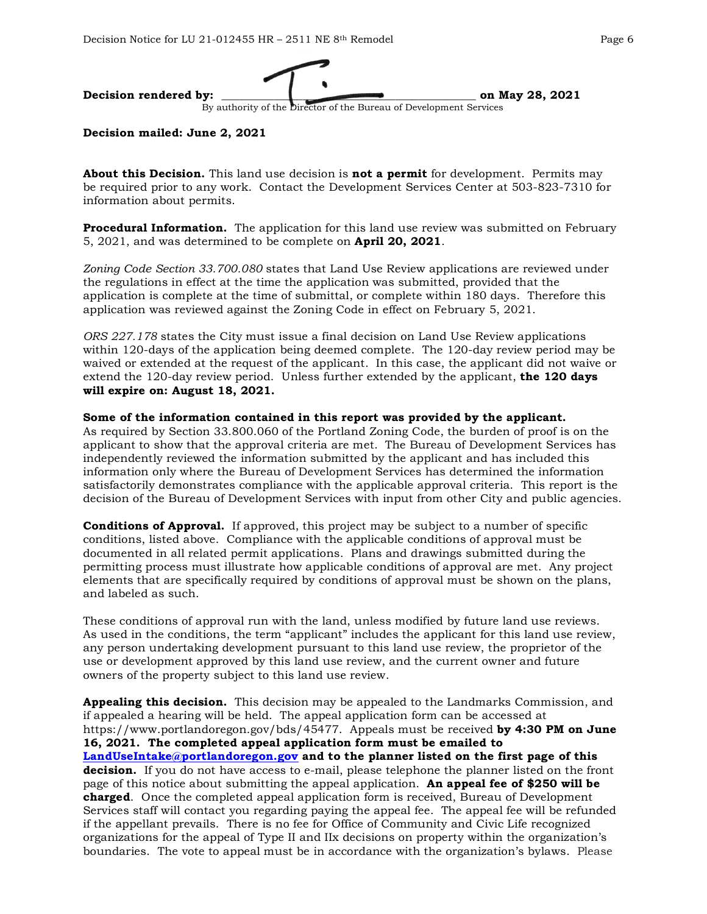**Decision rendered by:** ______________________________ **on May 28, 2021**

By authority of the Director of the Bureau of Development Services

**Decision mailed: June 2, 2021**

**About this Decision.** This land use decision is **not a permit** for development. Permits may be required prior to any work. Contact the Development Services Center at 503-823-7310 for information about permits.

**Procedural Information.** The application for this land use review was submitted on February 5, 2021, and was determined to be complete on **April 20, 2021**.

*Zoning Code Section 33.700.080* states that Land Use Review applications are reviewed under the regulations in effect at the time the application was submitted, provided that the application is complete at the time of submittal, or complete within 180 days. Therefore this application was reviewed against the Zoning Code in effect on February 5, 2021.

*ORS 227.178* states the City must issue a final decision on Land Use Review applications within 120-days of the application being deemed complete. The 120-day review period may be waived or extended at the request of the applicant. In this case, the applicant did not waive or extend the 120-day review period. Unless further extended by the applicant, **the 120 days will expire on: August 18, 2021.**

**Some of the information contained in this report was provided by the applicant.**
As required by Section 33.800.060 of the Portland Zoning Code, the burden of proof is on the applicant to show that the approval criteria are met. The Bureau of Development Services has independently reviewed the information submitted by the applicant and has included this information only where the Bureau of Development Services has determined the information satisfactorily demonstrates compliance with the applicable approval criteria. This report is the decision of the Bureau of Development Services with input from other City and public agencies.

**Conditions of Approval.** If approved, this project may be subject to a number of specific conditions, listed above. Compliance with the applicable conditions of approval must be documented in all related permit applications. Plans and drawings submitted during the permitting process must illustrate how applicable conditions of approval are met. Any project elements that are specifically required by conditions of approval must be shown on the plans, and labeled as such.

These conditions of approval run with the land, unless modified by future land use reviews. As used in the conditions, the term "applicant" includes the applicant for this land use review, any person undertaking development pursuant to this land use review, the proprietor of the use or development approved by this land use review, and the current owner and future owners of the property subject to this land use review.

**Appealing this decision.** This decision may be appealed to the Landmarks Commission, and if appealed a hearing will be held. The appeal application form can be accessed at https://www.portlandoregon.gov/bds/45477. Appeals must be received **by 4:30 PM on June 16, 2021. The completed appeal application form must be emailed to [LandUseIntake@portlandoregon.gov](mailto:LandUseIntake@portlandoregon.gov) and to the planner listed on the first page of this decision.** If you do not have access to e-mail, please telephone the planner listed on the front page of this notice about submitting the appeal application. **An appeal fee of $250 will be charged**. Once the completed appeal application form is received, Bureau of Development Services staff will contact you regarding paying the appeal fee. The appeal fee will be refunded if the appellant prevails. There is no fee for Office of Community and Civic Life recognized organizations for the appeal of Type II and IIx decisions on property within the organization's boundaries. The vote to appeal must be in accordance with the organization's bylaws. Please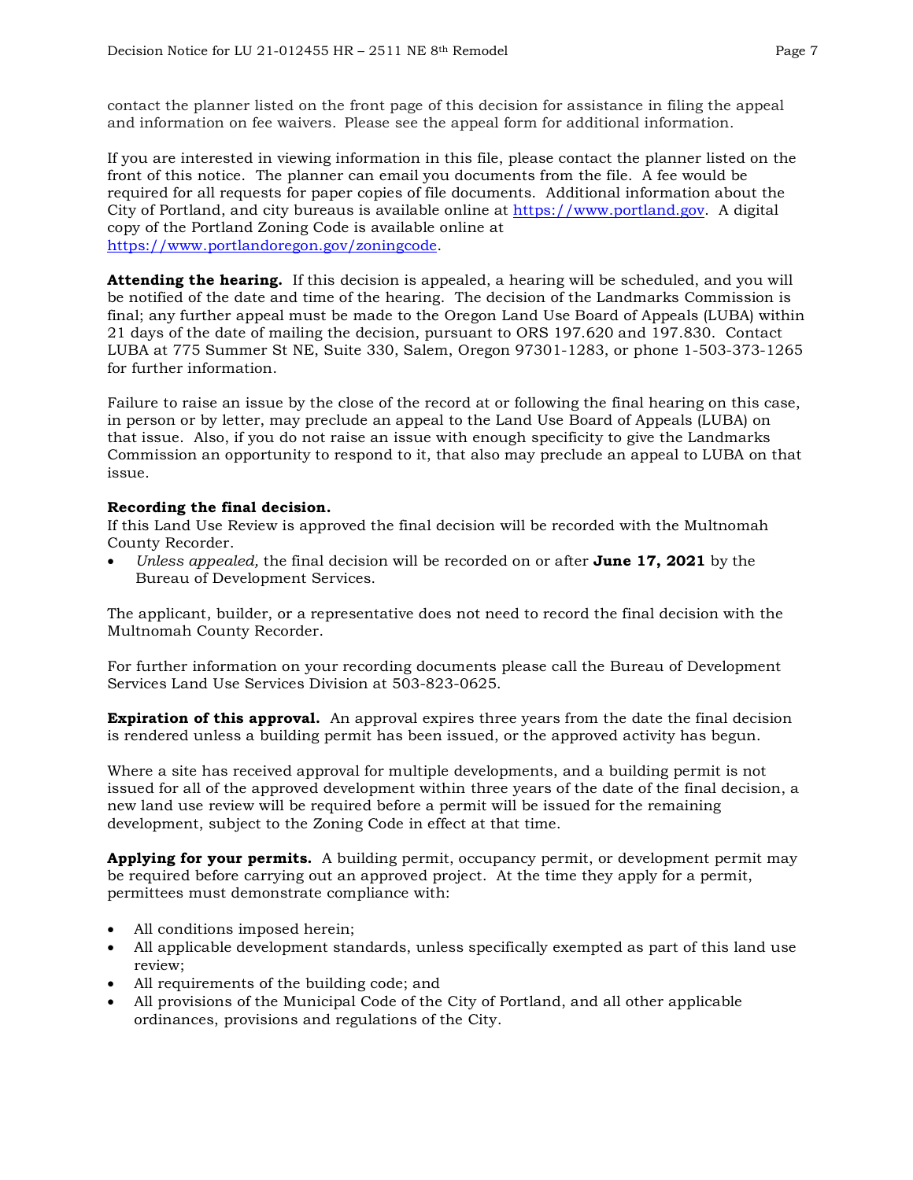contact the planner listed on the front page of this decision for assistance in filing the appeal and information on fee waivers. Please see the appeal form for additional information.

If you are interested in viewing information in this file, please contact the planner listed on the front of this notice. The planner can email you documents from the file. A fee would be required for all requests for paper copies of file documents. Additional information about the City of Portland, and city bureaus is available online at https://www.portland.gov. A digital copy of the Portland Zoning Code is available online at https://www.portlandoregon.gov/zoningcode.

**Attending the hearing.** If this decision is appealed, a hearing will be scheduled, and you will be notified of the date and time of the hearing. The decision of the Landmarks Commission is final; any further appeal must be made to the Oregon Land Use Board of Appeals (LUBA) within 21 days of the date of mailing the decision, pursuant to ORS 197.620 and 197.830. Contact LUBA at 775 Summer St NE, Suite 330, Salem, Oregon 97301-1283, or phone 1-503-373-1265 for further information.

Failure to raise an issue by the close of the record at or following the final hearing on this case, in person or by letter, may preclude an appeal to the Land Use Board of Appeals (LUBA) on that issue. Also, if you do not raise an issue with enough specificity to give the Landmarks Commission an opportunity to respond to it, that also may preclude an appeal to LUBA on that issue.

**Recording the final decision.**
If this Land Use Review is approved the final decision will be recorded with the Multnomah County Recorder.

- *Unless appealed,* the final decision will be recorded on or after **June 17, 2021** by the Bureau of Development Services.

The applicant, builder, or a representative does not need to record the final decision with the Multnomah County Recorder.

For further information on your recording documents please call the Bureau of Development Services Land Use Services Division at 503-823-0625.

**Expiration of this approval.** An approval expires three years from the date the final decision is rendered unless a building permit has been issued, or the approved activity has begun.

Where a site has received approval for multiple developments, and a building permit is not issued for all of the approved development within three years of the date of the final decision, a new land use review will be required before a permit will be issued for the remaining development, subject to the Zoning Code in effect at that time.

**Applying for your permits.** A building permit, occupancy permit, or development permit may be required before carrying out an approved project. At the time they apply for a permit, permittees must demonstrate compliance with:

- All conditions imposed herein;
- All applicable development standards, unless specifically exempted as part of this land use review;
- All requirements of the building code; and
- All provisions of the Municipal Code of the City of Portland, and all other applicable ordinances, provisions and regulations of the City.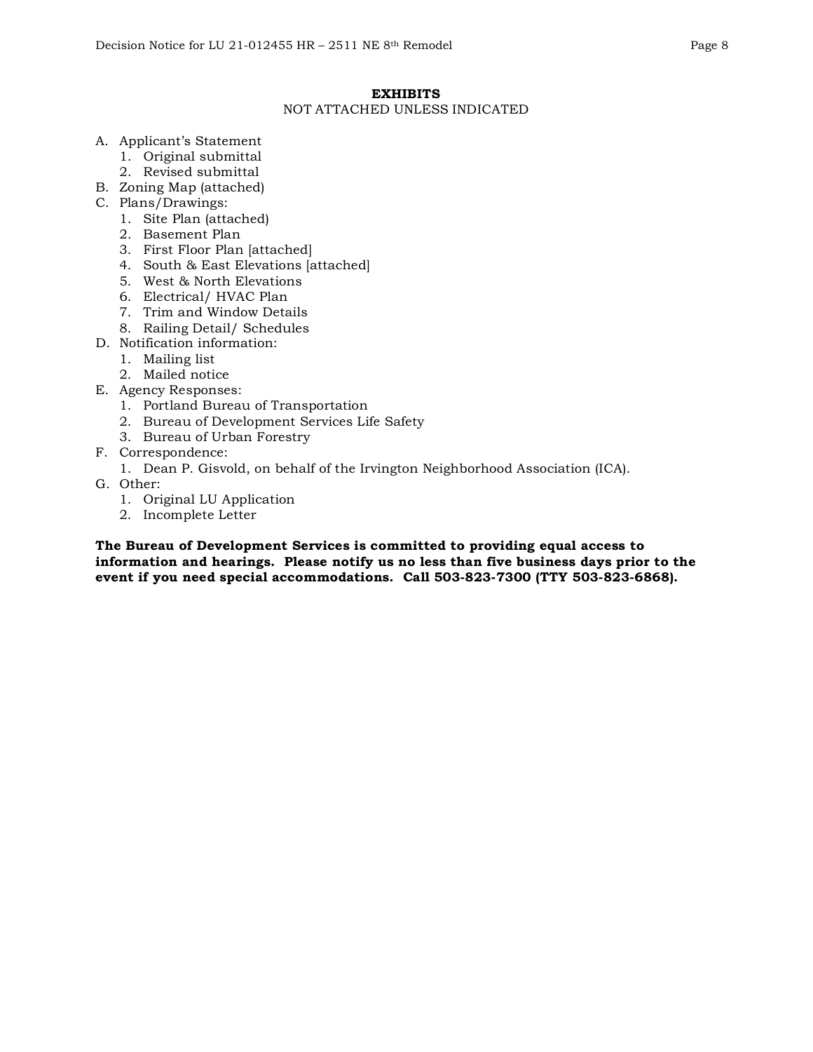## EXHIBITS

NOT ATTACHED UNLESS INDICATED

A. Applicant's Statement
   1. Original submittal
   2. Revised submittal
B. Zoning Map (attached)
C. Plans/Drawings:
   1. Site Plan (attached)
   2. Basement Plan
   3. First Floor Plan [attached]
   4. South & East Elevations [attached]
   5. West & North Elevations
   6. Electrical/ HVAC Plan
   7. Trim and Window Details
   8. Railing Detail/ Schedules
D. Notification information:
   1. Mailing list
   2. Mailed notice
E. Agency Responses:
   1. Portland Bureau of Transportation
   2. Bureau of Development Services Life Safety
   3. Bureau of Urban Forestry
F. Correspondence:
   1. Dean P. Gisvold, on behalf of the Irvington Neighborhood Association (ICA).
G. Other:
   1. Original LU Application
   2. Incomplete Letter

**The Bureau of Development Services is committed to providing equal access to information and hearings. Please notify us no less than five business days prior to the event if you need special accommodations. Call 503-823-7300 (TTY 503-823-6868).**